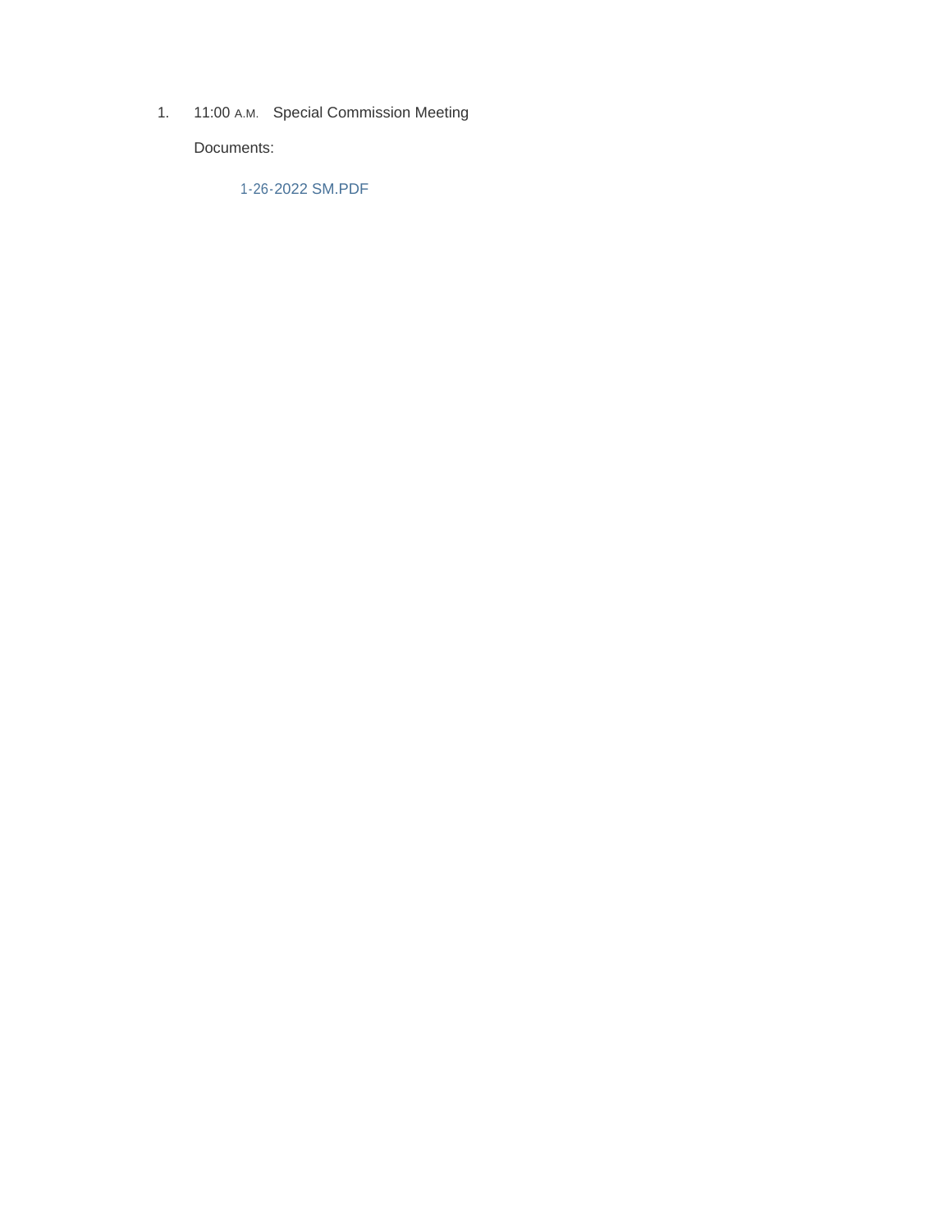1. 11:00 A.M. Special Commission Meeting

   Documents:

   1-26-2022 SM.PDF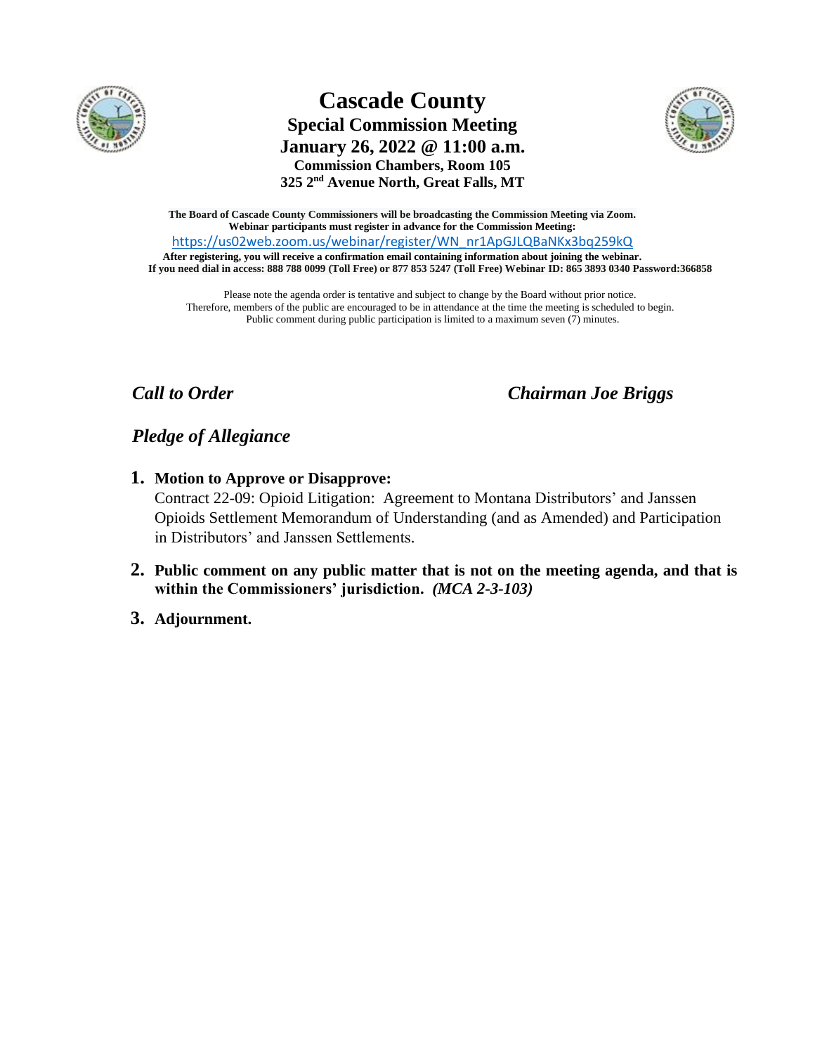# Cascade County

## Special Commission Meeting

## January 26, 2022 @ 11:00 a.m.

**Commission Chambers, Room 105**

**325 2nd Avenue North, Great Falls, MT**

**The Board of Cascade County Commissioners will be broadcasting the Commission Meeting via Zoom.**
**Webinar participants must register in advance for the Commission Meeting:**
https://us02web.zoom.us/webinar/register/WN_nr1ApGJLQBaNKx3bq259kQ
**After registering, you will receive a confirmation email containing information about joining the webinar.**
**If you need dial in access: 888 788 0099 (Toll Free) or 877 853 5247 (Toll Free) Webinar ID: 865 3893 0340 Password:366858**

Please note the agenda order is tentative and subject to change by the Board without prior notice.
Therefore, members of the public are encouraged to be in attendance at the time the meeting is scheduled to begin.
Public comment during public participation is limited to a maximum seven (7) minutes.

***Call to Order*** ***Chairman Joe Briggs***

***Pledge of Allegiance***

1. **Motion to Approve or Disapprove:**
   Contract 22-09: Opioid Litigation: Agreement to Montana Distributors' and Janssen Opioids Settlement Memorandum of Understanding (and as Amended) and Participation in Distributors' and Janssen Settlements.

2. **Public comment on any public matter that is not on the meeting agenda, and that is within the Commissioners' jurisdiction.** ***(MCA 2-3-103)***

3. **Adjournment.**